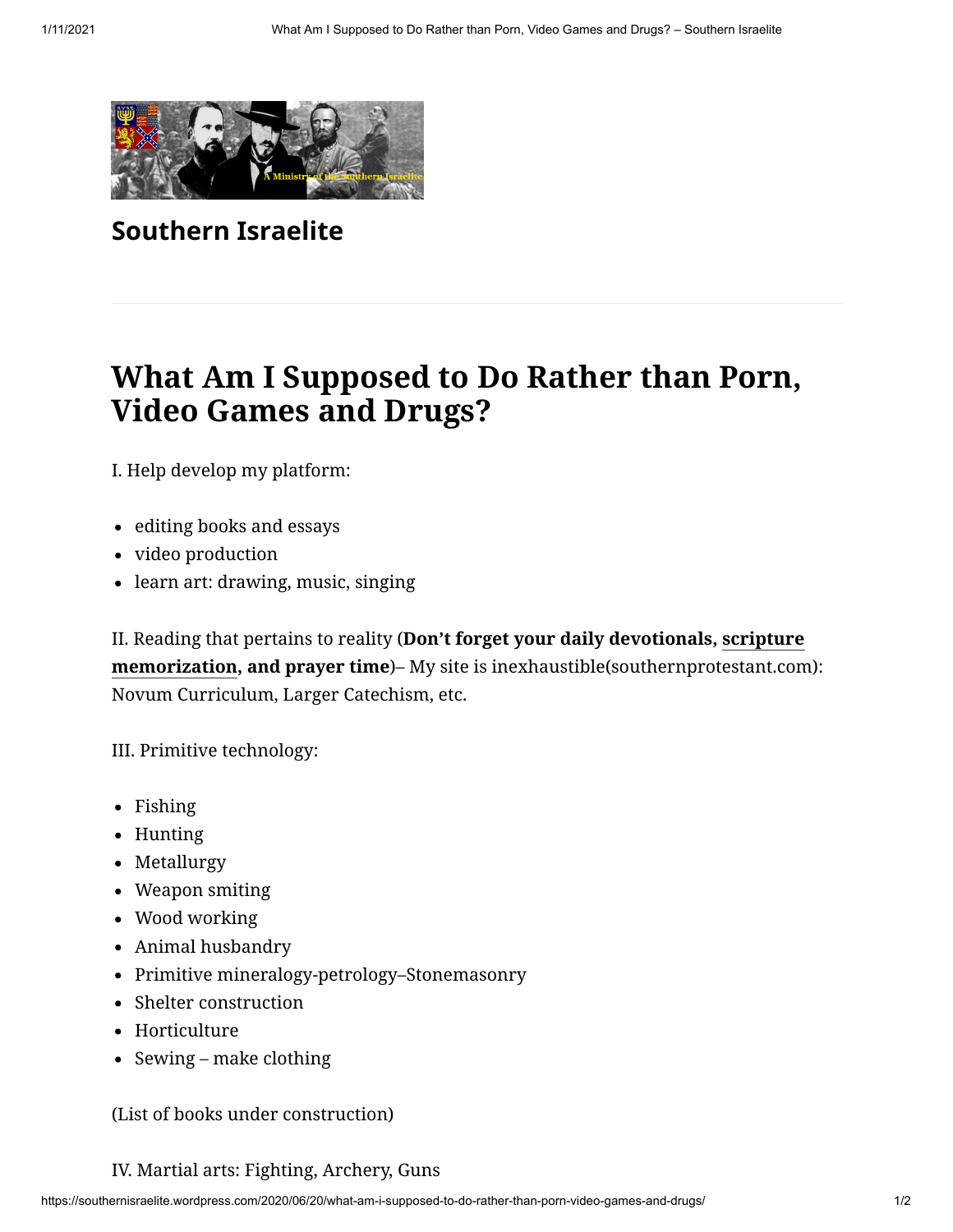# Southern Israelite

## What Am I Supposed to Do Rather than Porn, Video Games and Drugs?

I. Help develop my platform:

- editing books and essays
- video production
- learn art: drawing, music, singing

II. Reading that pertains to reality (**Don't forget your daily devotionals, scripture memorization, and prayer time**)– My site is inexhaustible(southernprotestant.com): Novum Curriculum, Larger Catechism, etc.

III. Primitive technology:

- Fishing
- Hunting
- Metallurgy
- Weapon smiting
- Wood working
- Animal husbandry
- Primitive mineralogy-petrology–Stonemasonry
- Shelter construction
- Horticulture
- Sewing – make clothing

(List of books under construction)

IV. Martial arts: Fighting, Archery, Guns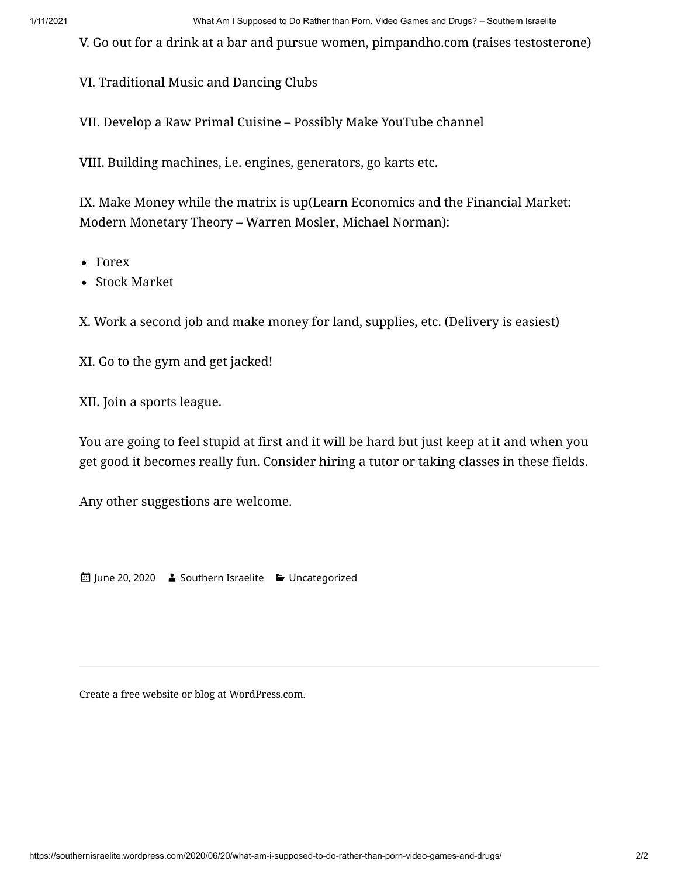V. Go out for a drink at a bar and pursue women, pimpandho.com (raises testosterone)

VI. Traditional Music and Dancing Clubs

VII. Develop a Raw Primal Cuisine – Possibly Make YouTube channel

VIII. Building machines, i.e. engines, generators, go karts etc.

IX. Make Money while the matrix is up(Learn Economics and the Financial Market: Modern Monetary Theory – Warren Mosler, Michael Norman):

- Forex
- Stock Market

X. Work a second job and make money for land, supplies, etc. (Delivery is easiest)

XI. Go to the gym and get jacked!

XII. Join a sports league.

You are going to feel stupid at first and it will be hard but just keep at it and when you get good it becomes really fun. Consider hiring a tutor or taking classes in these fields.

Any other suggestions are welcome.

June 20, 2020 Southern Israelite Uncategorized

---

Create a free website or blog at WordPress.com.